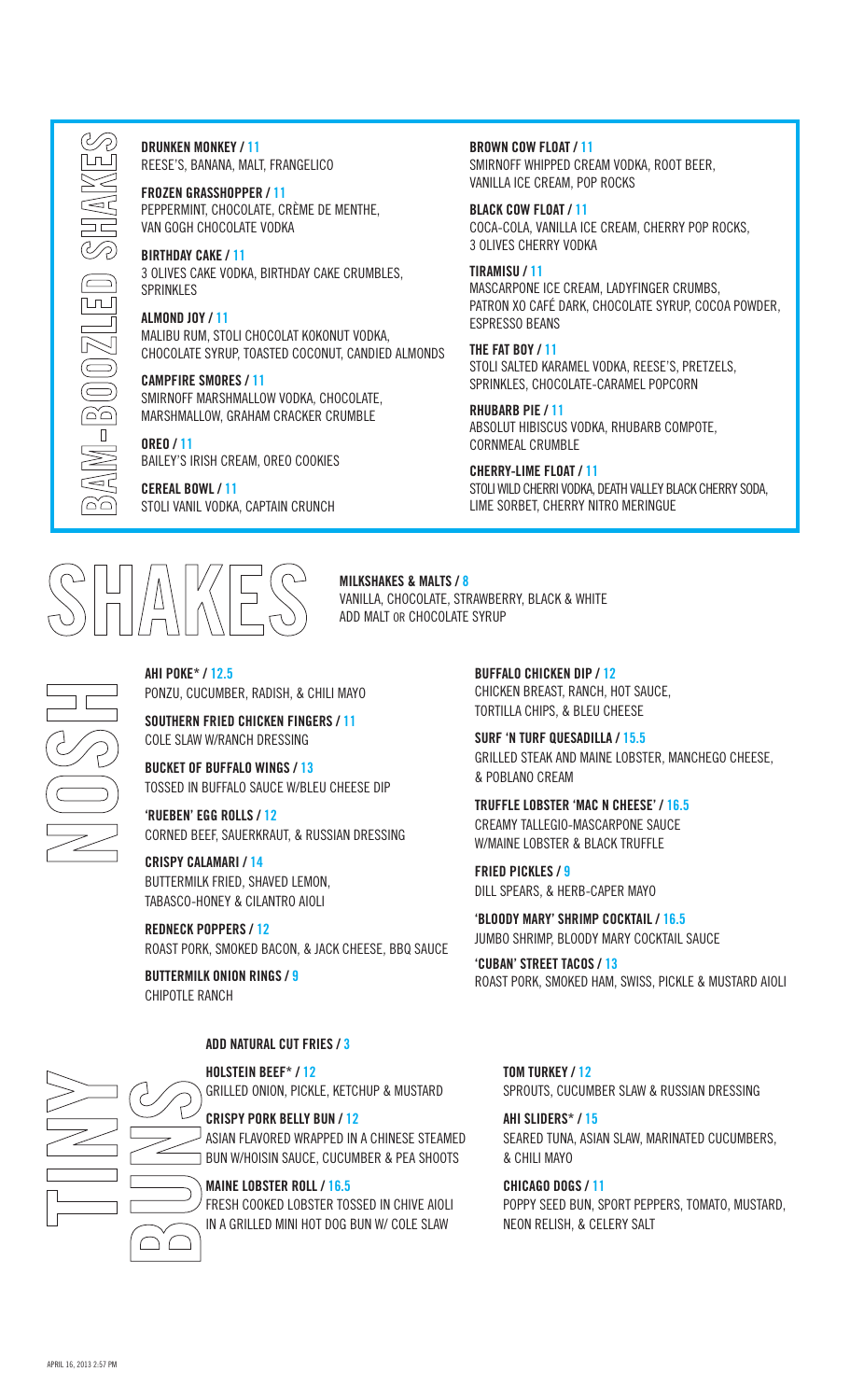## BAM-BOOZLED SHAKES

**DRUNKEN MONKEY / 11**
REESE'S, BANANA, MALT, FRANGELICO

**FROZEN GRASSHOPPER / 11**
PEPPERMINT, CHOCOLATE, CRÈME DE MENTHE, VAN GOGH CHOCOLATE VODKA

**BIRTHDAY CAKE / 11**
3 OLIVES CAKE VODKA, BIRTHDAY CAKE CRUMBLES, SPRINKLES

**ALMOND JOY / 11**
MALIBU RUM, STOLI CHOCOLAT KOKONUT VODKA, CHOCOLATE SYRUP, TOASTED COCONUT, CANDIED ALMONDS

**CAMPFIRE SMORES / 11**
SMIRNOFF MARSHMALLOW VODKA, CHOCOLATE, MARSHMALLOW, GRAHAM CRACKER CRUMBLE

**OREO / 11**
BAILEY'S IRISH CREAM, OREO COOKIES

**CEREAL BOWL / 11**
STOLI VANIL VODKA, CAPTAIN CRUNCH

**BROWN COW FLOAT / 11**
SMIRNOFF WHIPPED CREAM VODKA, ROOT BEER, VANILLA ICE CREAM, POP ROCKS

**BLACK COW FLOAT / 11**
COCA-COLA, VANILLA ICE CREAM, CHERRY POP ROCKS, 3 OLIVES CHERRY VODKA

**TIRAMISU / 11**
MASCARPONE ICE CREAM, LADYFINGER CRUMBS, PATRON XO CAFÉ DARK, CHOCOLATE SYRUP, COCOA POWDER, ESPRESSO BEANS

**THE FAT BOY / 11**
STOLI SALTED KARAMEL VODKA, REESE'S, PRETZELS, SPRINKLES, CHOCOLATE-CARAMEL POPCORN

**RHUBARB PIE / 11**
ABSOLUT HIBISCUS VODKA, RHUBARB COMPOTE, CORNMEAL CRUMBLE

**CHERRY-LIME FLOAT / 11**
STOLI WILD CHERRI VODKA, DEATH VALLEY BLACK CHERRY SODA, LIME SORBET, CHERRY NITRO MERINGUE

## SHAKES

**MILKSHAKES & MALTS / 8**
VANILLA, CHOCOLATE, STRAWBERRY, BLACK & WHITE
ADD MALT OR CHOCOLATE SYRUP

## NOSH

**AHI POKE* / 12.5**
PONZU, CUCUMBER, RADISH, & CHILI MAYO

**SOUTHERN FRIED CHICKEN FINGERS / 11**
COLE SLAW W/RANCH DRESSING

**BUCKET OF BUFFALO WINGS / 13**
TOSSED IN BUFFALO SAUCE W/BLEU CHEESE DIP

**'RUEBEN' EGG ROLLS / 12**
CORNED BEEF, SAUERKRAUT, & RUSSIAN DRESSING

**CRISPY CALAMARI / 14**
BUTTERMILK FRIED, SHAVED LEMON, TABASCO-HONEY & CILANTRO AIOLI

**REDNECK POPPERS / 12**
ROAST PORK, SMOKED BACON, & JACK CHEESE, BBQ SAUCE

**BUTTERMILK ONION RINGS / 9**
CHIPOTLE RANCH

**BUFFALO CHICKEN DIP / 12**
CHICKEN BREAST, RANCH, HOT SAUCE, TORTILLA CHIPS, & BLEU CHEESE

**SURF 'N TURF QUESADILLA / 15.5**
GRILLED STEAK AND MAINE LOBSTER, MANCHEGO CHEESE, & POBLANO CREAM

**TRUFFLE LOBSTER 'MAC N CHEESE' / 16.5**
CREAMY TALLEGIO-MASCARPONE SAUCE W/MAINE LOBSTER & BLACK TRUFFLE

**FRIED PICKLES / 9**
DILL SPEARS, & HERB-CAPER MAYO

**'BLOODY MARY' SHRIMP COCKTAIL / 16.5**
JUMBO SHRIMP, BLOODY MARY COCKTAIL SAUCE

**'CUBAN' STREET TACOS / 13**
ROAST PORK, SMOKED HAM, SWISS, PICKLE & MUSTARD AIOLI

## TINY BUNS

**ADD NATURAL CUT FRIES / 3**

**HOLSTEIN BEEF* / 12**
GRILLED ONION, PICKLE, KETCHUP & MUSTARD

**CRISPY PORK BELLY BUN / 12**
ASIAN FLAVORED WRAPPED IN A CHINESE STEAMED BUN W/HOISIN SAUCE, CUCUMBER & PEA SHOOTS

**MAINE LOBSTER ROLL / 16.5**
FRESH COOKED LOBSTER TOSSED IN CHIVE AIOLI IN A GRILLED MINI HOT DOG BUN W/ COLE SLAW

**TOM TURKEY / 12**
SPROUTS, CUCUMBER SLAW & RUSSIAN DRESSING

**AHI SLIDERS* / 15**
SEARED TUNA, ASIAN SLAW, MARINATED CUCUMBERS, & CHILI MAYO

**CHICAGO DOGS / 11**
POPPY SEED BUN, SPORT PEPPERS, TOMATO, MUSTARD, NEON RELISH, & CELERY SALT

APRIL 16, 2013 2:57 PM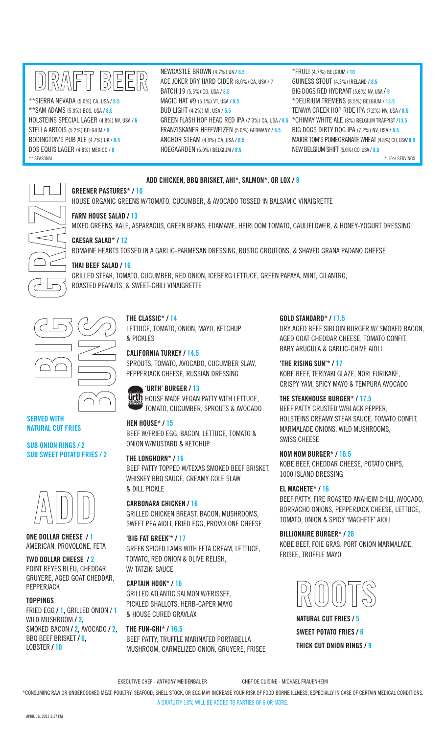# DRAFT BEER

**SIERRA NEVADA (5.0%) CA, USA / 8.5
**SAM ADAMS (5.0%) BOS, USA / 8.5
HOLSTEINS SPECIAL LAGER (4.8%) NV, USA / 6
STELLA ARTOIS (5.2%) BELGIUM / 8
BODINGTON'S PUB ALE (4.7%) UK / 8.5
DOS EQUIS LAGER (4.8%) MEXICO / 8
NEWCASTLE BROWN (4.7%) UK / 8.5
ACE JOKER DRY HARD CIDER (8.0%) CA, USA / 7
BATCH 19 (5.5%) CO, USA / 8.5
MAGIC HAT #9 (5.1%) VT, USA / 8.5
BUD LIGHT (4.2%) MI, USA / 5.5
GREEN FLASH HOP HEAD RED IPA (7.3%) CA, USA / 8.5
FRANZISKANER HEFEWEIZEN (5.0%) GERMANY / 8.5
ANCHOR STEAM (4.9%) CA, USA / 8.5
HOEGAARDEN (5.0%) BELGIUM / 8.5
*FRULI (4.7%) BELGIUM / 10
GUINESS STOUT (4.3%) IRELAND / 8.5
BIG DOGS RED HYDRANT (5.6%) NV, USA / 9
*DELIRIUM TREMENS (8.5%) BELGIUM / 13.5
TENAYA CREEK HOP RIDE IPA (7.2%) NV, USA / 8.5
*CHIMAY WHITE ALE (8%) BELGIUM TRAPPIST /13.5
BIG DOGS DIRTY DOG IPA (7.2%) NV, USA / 8.5
MAJOR TOM'S POMEGRANATE WHEAT (4.8%) CO, USA/ 8.5
NEW BELGIUM SHIFT (5.0%) CO, USA / 8.5

** SEASONAL
* 10oz SERVINGS.

# GRAZE

**ADD CHICKEN, BBQ BRISKET, AHI*, SALMON*, OR LOX / 8**

**GREENER PASTURES* / 10**
HOUSE ORGANIC GREENS W/TOMATO, CUCUMBER, & AVOCADO TOSSED IN BALSAMIC VINAIGRETTE

**FARM HOUSE SALAD / 13**
MIXED GREENS, KALE, ASPARAGUS, GREEN BEANS, EDAMAME, HEIRLOOM TOMATO, CAULIFLOWER, & HONEY-YOGURT DRESSING

**CAESAR SALAD* / 12**
ROMAINE HEARTS TOSSED IN A GARLIC-PARMESAN DRESSING, RUSTIC CROUTONS, & SHAVED GRANA PADANO CHEESE

**THAI BEEF SALAD / 16**
GRILLED STEAK, TOMATO, CUCUMBER, RED ONION, ICEBERG LETTUCE, GREEN PAPAYA, MINT, CILANTRO, ROASTED PEANUTS, & SWEET-CHILI VINAIGRETTE

# BIG BUNS

**SERVED WITH NATURAL CUT FRIES**

**SUB ONION RINGS / 2**
**SUB SWEET POTATO FRIES / 2**

**THE CLASSIC* / 14**
LETTUCE, TOMATO, ONION, MAYO, KETCHUP & PICKLES

**CALIFORNIA TURKEY / 14.5**
SPROUTS, TOMATO, AVOCADO, CUCUMBER SLAW, PEPPERJACK CHEESE, RUSSIAN DRESSING

**'URTH' BURGER / 13**
HOUSE MADE VEGAN PATTY WITH LETTUCE, TOMATO, CUCUMBER, SPROUTS & AVOCADO

**HEN HOUSE* / 15**
BEEF W/FRIED EGG, BACON, LETTUCE, TOMATO & ONION W/MUSTARD & KETCHUP

**THE LONGHORN* / 16**
BEEF PATTY TOPPED W/TEXAS SMOKED BEEF BRISKET, WHISKEY BBQ SAUCE, CREAMY COLE SLAW & DILL PICKLE

**CARBONARA CHICKEN / 16**
GRILLED CHICKEN BREAST, BACON, MUSHROOMS, SWEET PEA AIOLI, FRIED EGG, PROVOLONE CHEESE

**'BIG FAT GREEK'* / 17**
GREEK SPICED LAMB WITH FETA CREAM, LETTUCE, TOMATO, RED ONION & OLIVE RELISH, W/ TATZIKI SAUCE

**CAPTAIN HOOK* / 16**
GRILLED ATLANTIC SALMON W/FRISSEE, PICKLED SHALLOTS, HERB-CAPER MAYO & HOUSE CURED GRAVLAX

**THE FUN-GHI* / 16.5**
BEEF PATTY, TRUFFLE MARINATED PORTABELLA MUSHROOM, CARMELIZED ONION, GRUYERE, FRISEE

**GOLD STANDARD* / 17.5**
DRY AGED BEEF SIRLOIN BURGER W/ SMOKED BACON, AGED GOAT CHEDDAR CHEESE, TOMATO CONFIT, BABY ARUGULA & GARLIC-CHIVE AIOLI

**'THE RISING SUN'* / 17**
KOBE BEEF, TERIYAKI GLAZE, NORI FURIKAKE, CRISPY YAM, SPICY MAYO & TEMPURA AVOCADO

**THE STEAKHOUSE BURGER* / 17.5**
BEEF PATTY CRUSTED W/BLACK PEPPER, HOLSTEINS CREAMY STEAK SAUCE, TOMATO CONFIT, MARMALADE ONIONS, WILD MUSHROOMS, SWISS CHEESE

**NOM NOM BURGER* / 16.5**
KOBE BEEF, CHEDDAR CHEESE, POTATO CHIPS, 1000 ISLAND DRESSING

**EL MACHETE* / 16**
BEEF PATTY, FIRE ROASTED ANAHEIM CHILI, AVOCADO, BORRACHO ONIONS, PEPPERJACK CHEESE, LETTUCE, TOMATO, ONION & SPICY 'MACHETE' AIOLI

**BILLIONAIRE BURGER* / 28**
KOBE BEEF, FOIE GRAS, PORT ONION MARMALADE, FRISEE, TRUFFLE MAYO

# ADD

**ONE DOLLAR CHEESE / 1**
AMERICAN, PROVOLONE, FETA

**TWO DOLLAR CHEESE / 2**
POINT REYES BLEU, CHEDDAR, GRUYERE, AGED GOAT CHEDDAR, PEPPERJACK

**TOPPINGS**
FRIED EGG / 1, GRILLED ONION / 1
WILD MUSHROOM / 2,
SMOKED BACON / 2, AVOCADO / 2,
BBQ BEEF BRISKET / 6,
LOBSTER / 10

# ROOTS

**NATURAL CUT FRIES / 5**
**SWEET POTATO FRIES / 6**
**THICK CUT ONION RINGS / 9**

EXECUTIVE CHEF - ANTHONY MEIDENBAUER    CHEF DE CUISINE - MICHAEL FRAUENHEIM

*CONSUMING RAW OR UNDERCOOKED MEAT, POULTRY, SEAFOOD, SHELL STOCK, OR EGG MAY INCREASE YOUR RISK OF FOOD BORNE ILLNESS, ESPECIALLY IN CASE OF CERTAIN MEDICAL CONDITIONS.

A GRATUITY 18% WILL BE ADDED TO PARTIES OF 6 OR MORE.

APRIL 16, 2013 2:57 PM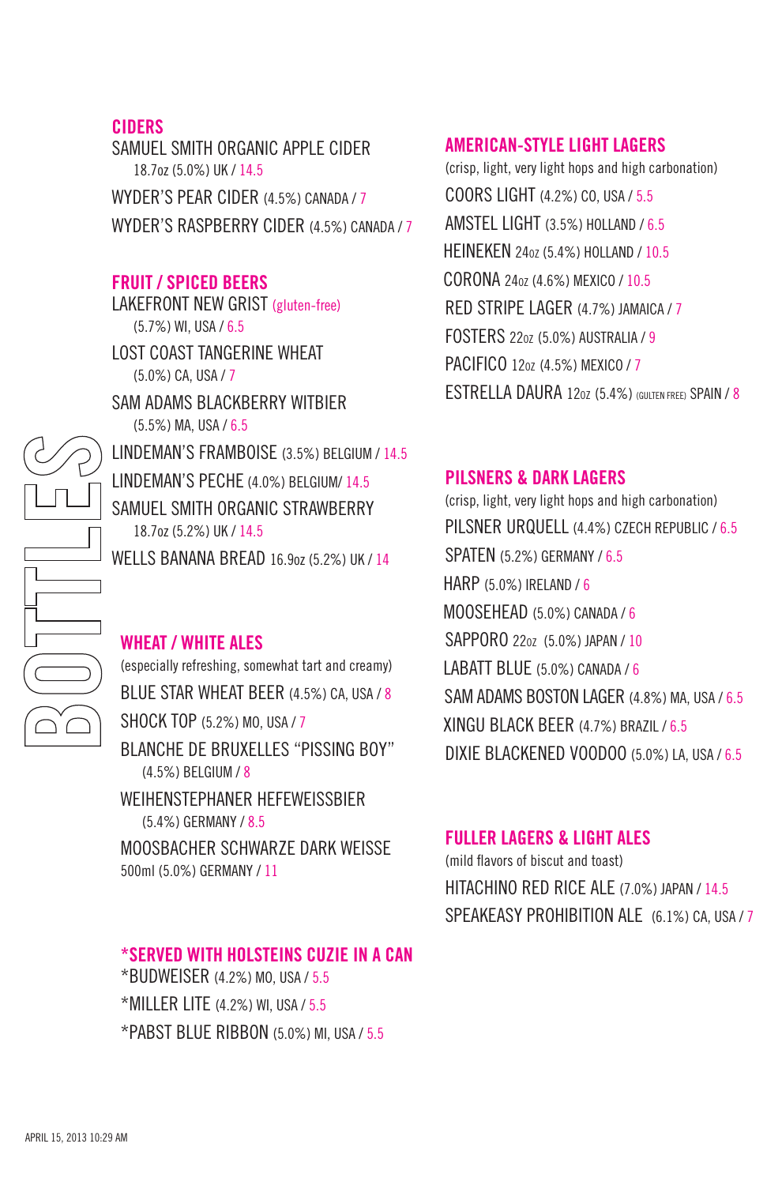# BOTTLES

## CIDERS

SAMUEL SMITH ORGANIC APPLE CIDER
18.7oz (5.0%) UK / 14.5

WYDER'S PEAR CIDER (4.5%) CANADA / 7

WYDER'S RASPBERRY CIDER (4.5%) CANADA / 7

## FRUIT / SPICED BEERS

LAKEFRONT NEW GRIST (gluten-free)
(5.7%) WI, USA / 6.5

LOST COAST TANGERINE WHEAT
(5.0%) CA, USA / 7

SAM ADAMS BLACKBERRY WITBIER
(5.5%) MA, USA / 6.5

LINDEMAN'S FRAMBOISE (3.5%) BELGIUM / 14.5

LINDEMAN'S PECHE (4.0%) BELGIUM/ 14.5

SAMUEL SMITH ORGANIC STRAWBERRY
18.7oz (5.2%) UK / 14.5

WELLS BANANA BREAD 16.9oz (5.2%) UK / 14

## WHEAT / WHITE ALES

(especially refreshing, somewhat tart and creamy)

BLUE STAR WHEAT BEER (4.5%) CA, USA / 8

SHOCK TOP (5.2%) MO, USA / 7

BLANCHE DE BRUXELLES "PISSING BOY"
(4.5%) BELGIUM / 8

WEIHENSTEPHANER HEFEWEISSBIER
(5.4%) GERMANY / 8.5

MOOSBACHER SCHWARZE DARK WEISSE
500ml (5.0%) GERMANY / 11

## *SERVED WITH HOLSTEINS CUZIE IN A CAN

*BUDWEISER (4.2%) MO, USA / 5.5

*MILLER LITE (4.2%) WI, USA / 5.5

*PABST BLUE RIBBON (5.0%) MI, USA / 5.5

## AMERICAN-STYLE LIGHT LAGERS

(crisp, light, very light hops and high carbonation)

COORS LIGHT (4.2%) CO, USA / 5.5

AMSTEL LIGHT (3.5%) HOLLAND / 6.5

HEINEKEN 24oz (5.4%) HOLLAND / 10.5

CORONA 24oz (4.6%) MEXICO / 10.5

RED STRIPE LAGER (4.7%) JAMAICA / 7

FOSTERS 22oz (5.0%) AUSTRALIA / 9

PACIFICO 12oz (4.5%) MEXICO / 7

ESTRELLA DAURA 12oz (5.4%) (GULTEN FREE) SPAIN / 8

## PILSNERS & DARK LAGERS

(crisp, light, very light hops and high carbonation)

PILSNER URQUELL (4.4%) CZECH REPUBLIC / 6.5

SPATEN (5.2%) GERMANY / 6.5

HARP (5.0%) IRELAND / 6

MOOSEHEAD (5.0%) CANADA / 6

SAPPORO 22oz (5.0%) JAPAN / 10

LABATT BLUE (5.0%) CANADA / 6

SAM ADAMS BOSTON LAGER (4.8%) MA, USA / 6.5

XINGU BLACK BEER (4.7%) BRAZIL / 6.5

DIXIE BLACKENED VOODOO (5.0%) LA, USA / 6.5

## FULLER LAGERS & LIGHT ALES

(mild flavors of biscut and toast)

HITACHINO RED RICE ALE (7.0%) JAPAN / 14.5

SPEAKEASY PROHIBITION ALE (6.1%) CA, USA / 7

APRIL 15, 2013 10:29 AM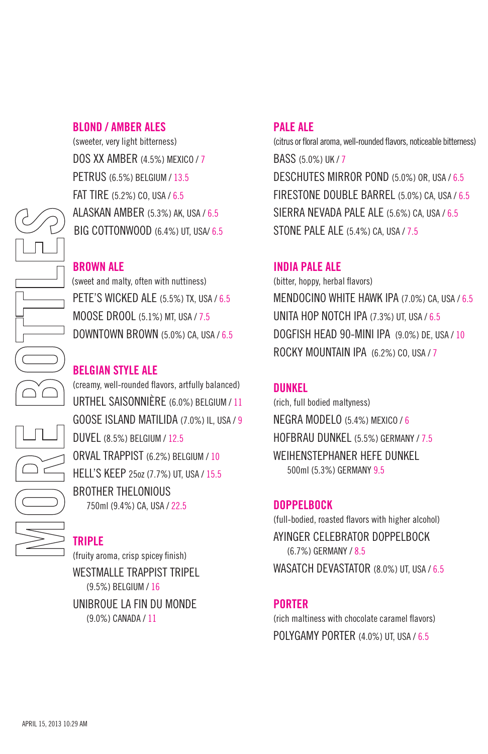# MORE BOTTLES

## BLOND / AMBER ALES

(sweeter, very light bitterness)

DOS XX AMBER (4.5%) MEXICO / 7

PETRUS (6.5%) BELGIUM / 13.5

FAT TIRE (5.2%) CO, USA / 6.5

ALASKAN AMBER (5.3%) AK, USA / 6.5

BIG COTTONWOOD (6.4%) UT, USA/ 6.5

## BROWN ALE

(sweet and malty, often with nuttiness)

PETE'S WICKED ALE (5.5%) TX, USA / 6.5

MOOSE DROOL (5.1%) MT, USA / 7.5

DOWNTOWN BROWN (5.0%) CA, USA / 6.5

## BELGIAN STYLE ALE

(creamy, well-rounded flavors, artfully balanced)

URTHEL SAISONNIÈRE (6.0%) BELGIUM / 11

GOOSE ISLAND MATILDA (7.0%) IL, USA / 9

DUVEL (8.5%) BELGIUM / 12.5

ORVAL TRAPPIST (6.2%) BELGIUM / 10

HELL'S KEEP 25oz (7.7%) UT, USA / 15.5

BROTHER THELONIOUS
750ml (9.4%) CA, USA / 22.5

## TRIPLE

(fruity aroma, crisp spicey finish)

WESTMALLE TRAPPIST TRIPEL
(9.5%) BELGIUM / 16

UNIBROUE LA FIN DU MONDE
(9.0%) CANADA / 11

## PALE ALE

(citrus or floral aroma, well-rounded flavors, noticeable bitterness)

BASS (5.0%) UK / 7

DESCHUTES MIRROR POND (5.0%) OR, USA / 6.5

FIRESTONE DOUBLE BARREL (5.0%) CA, USA / 6.5

SIERRA NEVADA PALE ALE (5.6%) CA, USA / 6.5

STONE PALE ALE (5.4%) CA, USA / 7.5

## INDIA PALE ALE

(bitter, hoppy, herbal flavors)

MENDOCINO WHITE HAWK IPA (7.0%) CA, USA / 6.5

UNITA HOP NOTCH IPA (7.3%) UT, USA / 6.5

DOGFISH HEAD 90-MINI IPA (9.0%) DE, USA / 10

ROCKY MOUNTAIN IPA (6.2%) CO, USA / 7

## DUNKEL

(rich, full bodied maltyness)

NEGRA MODELO (5.4%) MEXICO / 6

HOFBRAU DUNKEL (5.5%) GERMANY / 7.5

WEIHENSTEPHANER HEFE DUNKEL
500ml (5.3%) GERMANY 9.5

## DOPPELBOCK

(full-bodied, roasted flavors with higher alcohol)

AYINGER CELEBRATOR DOPPELBOCK
(6.7%) GERMANY / 8.5

WASATCH DEVASTATOR (8.0%) UT, USA / 6.5

## PORTER

(rich maltiness with chocolate caramel flavors)

POLYGAMY PORTER (4.0%) UT, USA / 6.5

APRIL 15, 2013 10:29 AM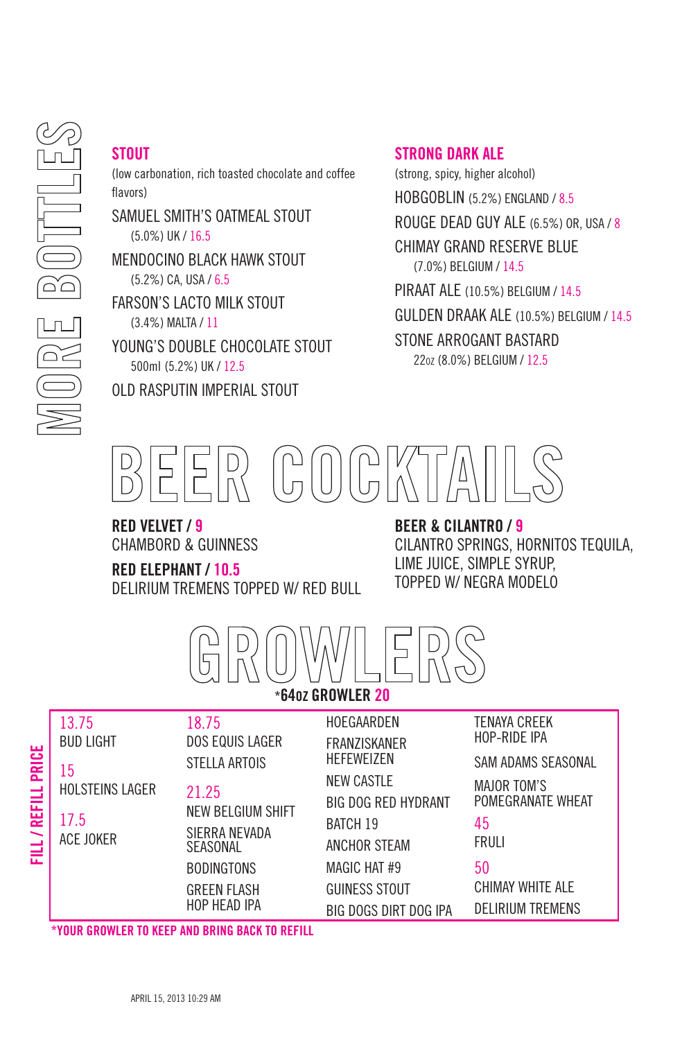# MORE BOTTLES

## STOUT

(low carbonation, rich toasted chocolate and coffee flavors)

SAMUEL SMITH'S OATMEAL STOUT
(5.0%) UK / 16.5

MENDOCINO BLACK HAWK STOUT
(5.2%) CA, USA / 6.5

FARSON'S LACTO MILK STOUT
(3.4%) MALTA / 11

YOUNG'S DOUBLE CHOCOLATE STOUT
500ml (5.2%) UK / 12.5

OLD RASPUTIN IMPERIAL STOUT

## STRONG DARK ALE

(strong, spicy, higher alcohol)

HOBGOBLIN (5.2%) ENGLAND / 8.5

ROUGE DEAD GUY ALE (6.5%) OR, USA / 8

CHIMAY GRAND RESERVE BLUE
(7.0%) BELGIUM / 14.5

PIRAAT ALE (10.5%) BELGIUM / 14.5

GULDEN DRAAK ALE (10.5%) BELGIUM / 14.5

STONE ARROGANT BASTARD
22oz (8.0%) BELGIUM / 12.5

# BEER COCKTAILS

**RED VELVET / 9**
CHAMBORD & GUINNESS

**RED ELEPHANT / 10.5**
DELIRIUM TREMENS TOPPED W/ RED BULL

**BEER & CILANTRO / 9**
CILANTRO SPRINGS, HORNITOS TEQUILA, LIME JUICE, SIMPLE SYRUP, TOPPED W/ NEGRA MODELO

# GROWLERS

***64oz GROWLER 20**

**FILL / REFILL PRICE**

**13.75**
- BUD LIGHT

**15**
- HOLSTEINS LAGER

**17.5**
- ACE JOKER

**18.75**
- DOS EQUIS LAGER
- STELLA ARTOIS

**21.25**
- NEW BELGIUM SHIFT
- SIERRA NEVADA SEASONAL
- BODINGTONS
- GREEN FLASH HOP HEAD IPA
- HOEGAARDEN
- FRANZISKANER HEFEWEIZEN
- NEW CASTLE
- BIG DOG RED HYDRANT
- BATCH 19
- ANCHOR STEAM
- MAGIC HAT #9
- GUINESS STOUT
- BIG DOGS DIRT DOG IPA
- TENAYA CREEK HOP-RIDE IPA
- SAM ADAMS SEASONAL
- MAJOR TOM'S POMEGRANATE WHEAT

**45**
- FRULI

**50**
- CHIMAY WHITE ALE
- DELIRIUM TREMENS

*YOUR GROWLER TO KEEP AND BRING BACK TO REFILL

APRIL 15, 2013 10:29 AM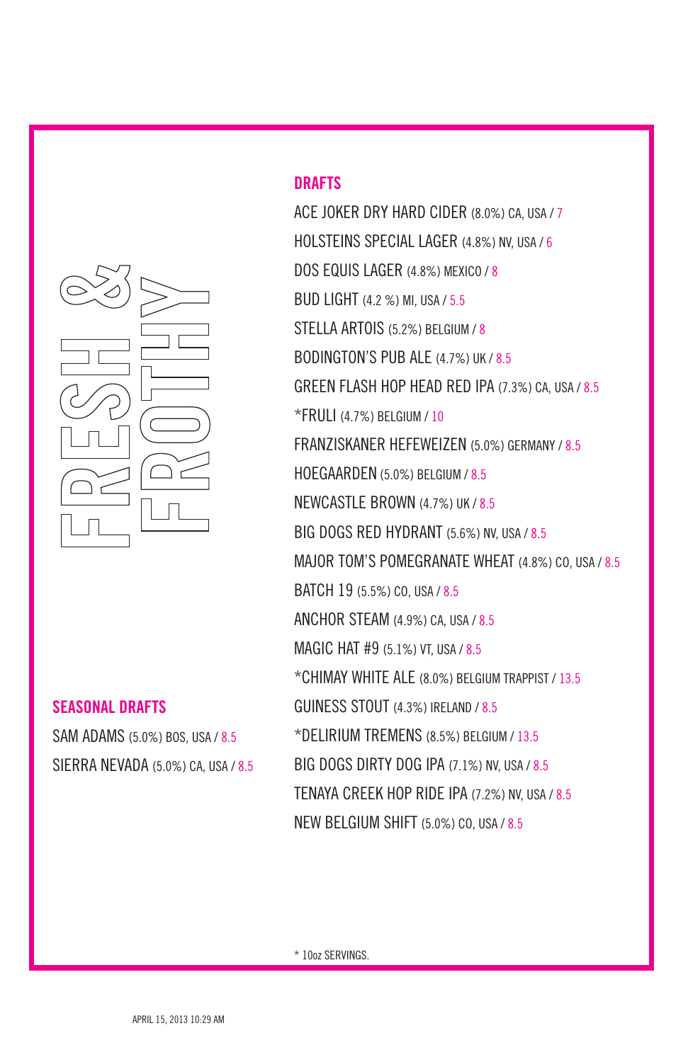# FRESH & FROTHY

## DRAFTS

ACE JOKER DRY HARD CIDER (8.0%) CA, USA / 7

HOLSTEINS SPECIAL LAGER (4.8%) NV, USA / 6

DOS EQUIS LAGER (4.8%) MEXICO / 8

BUD LIGHT (4.2 %) MI, USA / 5.5

STELLA ARTOIS (5.2%) BELGIUM / 8

BODINGTON'S PUB ALE (4.7%) UK / 8.5

GREEN FLASH HOP HEAD RED IPA (7.3%) CA, USA / 8.5

*FRULI (4.7%) BELGIUM / 10

FRANZISKANER HEFEWEIZEN (5.0%) GERMANY / 8.5

HOEGAARDEN (5.0%) BELGIUM / 8.5

NEWCASTLE BROWN (4.7%) UK / 8.5

BIG DOGS RED HYDRANT (5.6%) NV, USA / 8.5

MAJOR TOM'S POMEGRANATE WHEAT (4.8%) CO, USA / 8.5

BATCH 19 (5.5%) CO, USA / 8.5

ANCHOR STEAM (4.9%) CA, USA / 8.5

MAGIC HAT #9 (5.1%) VT, USA / 8.5

*CHIMAY WHITE ALE (8.0%) BELGIUM TRAPPIST / 13.5

GUINESS STOUT (4.3%) IRELAND / 8.5

*DELIRIUM TREMENS (8.5%) BELGIUM / 13.5

BIG DOGS DIRTY DOG IPA (7.1%) NV, USA / 8.5

TENAYA CREEK HOP RIDE IPA (7.2%) NV, USA / 8.5

NEW BELGIUM SHIFT (5.0%) CO, USA / 8.5

* 10oz SERVINGS.

## SEASONAL DRAFTS

SAM ADAMS (5.0%) BOS, USA / 8.5

SIERRA NEVADA (5.0%) CA, USA / 8.5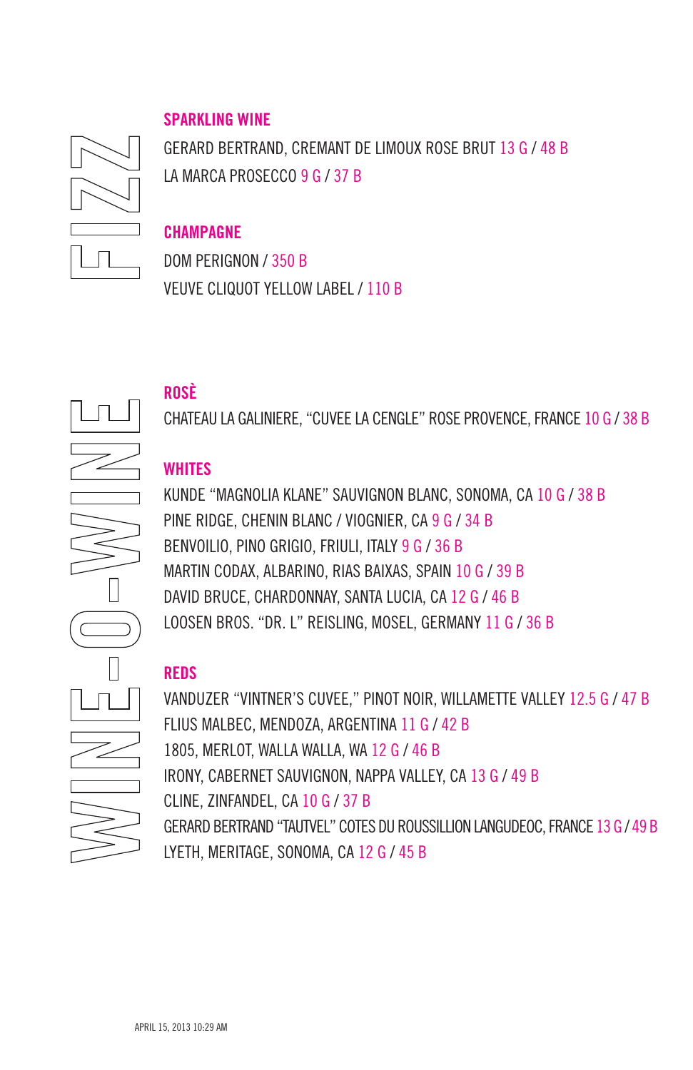# FIZZ

## SPARKLING WINE

GERARD BERTRAND, CREMANT DE LIMOUX ROSE BRUT 13 G / 48 B

LA MARCA PROSECCO 9 G / 37 B

## CHAMPAGNE

DOM PERIGNON / 350 B

VEUVE CLIQUOT YELLOW LABEL / 110 B

# WINE-O-WINE

## ROSÈ

CHATEAU LA GALINIERE, "CUVEE LA CENGLE" ROSE PROVENCE, FRANCE 10 G / 38 B

## WHITES

KUNDE "MAGNOLIA KLANE" SAUVIGNON BLANC, SONOMA, CA 10 G / 38 B

PINE RIDGE, CHENIN BLANC / VIOGNIER, CA 9 G / 34 B

BENVOILIO, PINO GRIGIO, FRIULI, ITALY 9 G / 36 B

MARTIN CODAX, ALBARINO, RIAS BAIXAS, SPAIN 10 G / 39 B

DAVID BRUCE, CHARDONNAY, SANTA LUCIA, CA 12 G / 46 B

LOOSEN BROS. "DR. L" REISLING, MOSEL, GERMANY 11 G / 36 B

## REDS

VANDUZER "VINTNER'S CUVEE," PINOT NOIR, WILLAMETTE VALLEY 12.5 G / 47 B

FLIUS MALBEC, MENDOZA, ARGENTINA 11 G / 42 B

1805, MERLOT, WALLA WALLA, WA 12 G / 46 B

IRONY, CABERNET SAUVIGNON, NAPPA VALLEY, CA 13 G / 49 B

CLINE, ZINFANDEL, CA 10 G / 37 B

GERARD BERTRAND "TAUTVEL" COTES DU ROUSSILLION LANGUDEOC, FRANCE 13 G / 49 B

LYETH, MERITAGE, SONOMA, CA 12 G / 45 B

APRIL 15, 2013 10:29 AM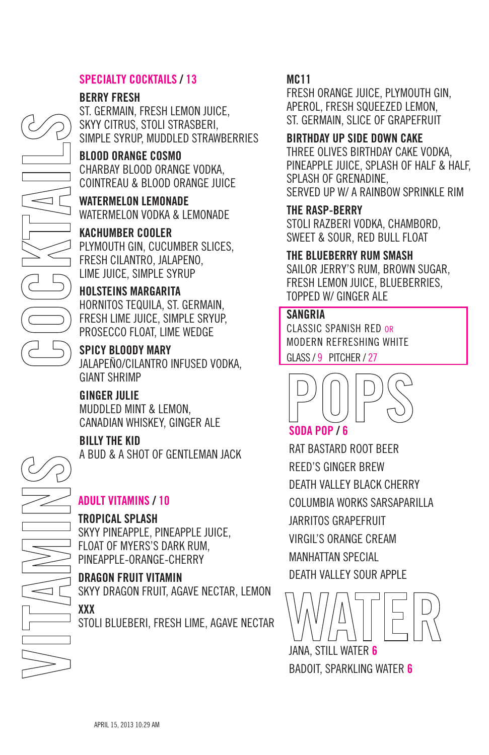# COCKTAILS

## SPECIALTY COCKTAILS / 13

**BERRY FRESH**
ST. GERMAIN, FRESH LEMON JUICE, SKYY CITRUS, STOLI STRASBERI, SIMPLE SYRUP, MUDDLED STRAWBERRIES

**BLOOD ORANGE COSMO**
CHARBAY BLOOD ORANGE VODKA, COINTREAU & BLOOD ORANGE JUICE

**WATERMELON LEMONADE**
WATERMELON VODKA & LEMONADE

**KACHUMBER COOLER**
PLYMOUTH GIN, CUCUMBER SLICES, FRESH CILANTRO, JALAPENO, LIME JUICE, SIMPLE SYRUP

**HOLSTEINS MARGARITA**
HORNITOS TEQUILA, ST. GERMAIN, FRESH LIME JUICE, SIMPLE SRYUP, PROSECCO FLOAT, LIME WEDGE

**SPICY BLOODY MARY**
JALAPEÑO/CILANTRO INFUSED VODKA, GIANT SHRIMP

**GINGER JULIE**
MUDDLED MINT & LEMON, CANADIAN WHISKEY, GINGER ALE

**BILLY THE KID**
A BUD & A SHOT OF GENTLEMAN JACK

**MC11**
FRESH ORANGE JUICE, PLYMOUTH GIN, APEROL, FRESH SQUEEZED LEMON, ST. GERMAIN, SLICE OF GRAPEFRUIT

**BIRTHDAY UP SIDE DOWN CAKE**
THREE OLIVES BIRTHDAY CAKE VODKA, PINEAPPLE JUICE, SPLASH OF HALF & HALF, SPLASH OF GRENADINE, SERVED UP W/ A RAINBOW SPRINKLE RIM

**THE RASP-BERRY**
STOLI RAZBERI VODKA, CHAMBORD, SWEET & SOUR, RED BULL FLOAT

**THE BLUEBERRY RUM SMASH**
SAILOR JERRY'S RUM, BROWN SUGAR, FRESH LEMON JUICE, BLUEBERRIES, TOPPED W/ GINGER ALE

**SANGRIA**
CLASSIC SPANISH RED OR MODERN REFRESHING WHITE
GLASS / 9 PITCHER / 27

# VITAMINS

## ADULT VITAMINS / 10

**TROPICAL SPLASH**
SKYY PINEAPPLE, PINEAPPLE JUICE, FLOAT OF MYERS'S DARK RUM, PINEAPPLE-ORANGE-CHERRY

**DRAGON FRUIT VITAMIN**
SKYY DRAGON FRUIT, AGAVE NECTAR, LEMON

**XXX**
STOLI BLUEBERI, FRESH LIME, AGAVE NECTAR

# POPS

## SODA POP / 6

RAT BASTARD ROOT BEER
REED'S GINGER BREW
DEATH VALLEY BLACK CHERRY
COLUMBIA WORKS SARSAPARILLA
JARRITOS GRAPEFRUIT
VIRGIL'S ORANGE CREAM
MANHATTAN SPECIAL
DEATH VALLEY SOUR APPLE

# WATER

JANA, STILL WATER 6
BADOIT, SPARKLING WATER 6

APRIL 15, 2013 10:29 AM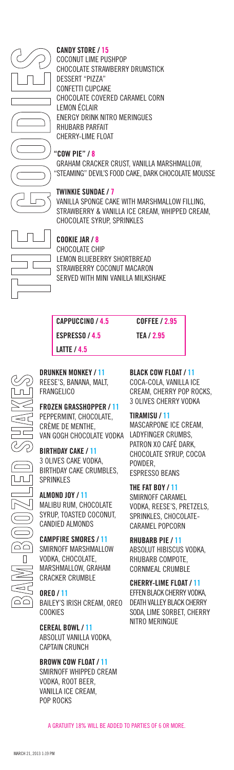## THE GOODIES

**CANDY STORE / 15**
COCONUT LIME PUSHPOP
CHOCOLATE STRAWBERRY DRUMSTICK
DESSERT "PIZZA"
CONFETTI CUPCAKE
CHOCOLATE COVERED CARAMEL CORN
LEMON ÉCLAIR
ENERGY DRINK NITRO MERINGUES
RHUBARB PARFAIT
CHERRY-LIME FLOAT

**"COW PIE" / 8**
GRAHAM CRACKER CRUST, VANILLA MARSHMALLOW, "STEAMING" DEVIL'S FOOD CAKE, DARK CHOCOLATE MOUSSE

**TWINKIE SUNDAE / 7**
VANILLA SPONGE CAKE WITH MARSHMALLOW FILLING, STRAWBERRY & VANILLA ICE CREAM, WHIPPED CREAM, CHOCOLATE SYRUP, SPRINKLES

**COOKIE JAR / 8**
CHOCOLATE CHIP
LEMON BLUEBERRY SHORTBREAD
STRAWBERRY COCONUT MACARON
SERVED WITH MINI VANILLA MILKSHAKE

| | |
|---|---|
| **CAPPUCCINO / 4.5** | **COFFEE / 2.95** |
| **ESPRESSO / 4.5** | **TEA / 2.95** |
| **LATTE / 4.5** | |

## BAM-BOOZLED SHAKES

**DRUNKEN MONKEY / 11**
REESE'S, BANANA, MALT, FRANGELICO

**FROZEN GRASSHOPPER / 11**
PEPPERMINT, CHOCOLATE, CRÈME DE MENTHE, VAN GOGH CHOCOLATE VODKA

**BIRTHDAY CAKE / 11**
3 OLIVES CAKE VODKA, BIRTHDAY CAKE CRUMBLES, SPRINKLES

**ALMOND JOY / 11**
MALIBU RUM, CHOCOLATE SYRUP, TOASTED COCONUT, CANDIED ALMONDS

**CAMPFIRE SMORES / 11**
SMIRNOFF MARSHMALLOW VODKA, CHOCOLATE, MARSHMALLOW, GRAHAM CRACKER CRUMBLE

**OREO / 11**
BAILEY'S IRISH CREAM, OREO COOKIES

**CEREAL BOWL / 11**
ABSOLUT VANILLA VODKA, CAPTAIN CRUNCH

**BROWN COW FLOAT / 11**
SMIRNOFF WHIPPED CREAM VODKA, ROOT BEER, VANILLA ICE CREAM, POP ROCKS

**BLACK COW FLOAT / 11**
COCA-COLA, VANILLA ICE CREAM, CHERRY POP ROCKS, 3 OLIVES CHERRY VODKA

**TIRAMISU / 11**
MASCARPONE ICE CREAM, LADYFINGER CRUMBS, PATRON XO CAFÉ DARK, CHOCOLATE SYRUP, COCOA POWDER, ESPRESSO BEANS

**THE FAT BOY / 11**
SMIRNOFF CARAMEL VODKA, REESE'S, PRETZELS, SPRINKLES, CHOCOLATE-CARAMEL POPCORN

**RHUBARB PIE / 11**
ABSOLUT HIBISCUS VODKA, RHUBARB COMPOTE, CORNMEAL CRUMBLE

**CHERRY-LIME FLOAT / 11**
EFFEN BLACK CHERRY VODKA, DEATH VALLEY BLACK CHERRY SODA, LIME SORBET, CHERRY NITRO MERINGUE

A GRATUITY 18% WILL BE ADDED TO PARTIES OF 6 OR MORE.

MARCH 21, 2013 1:19 PM